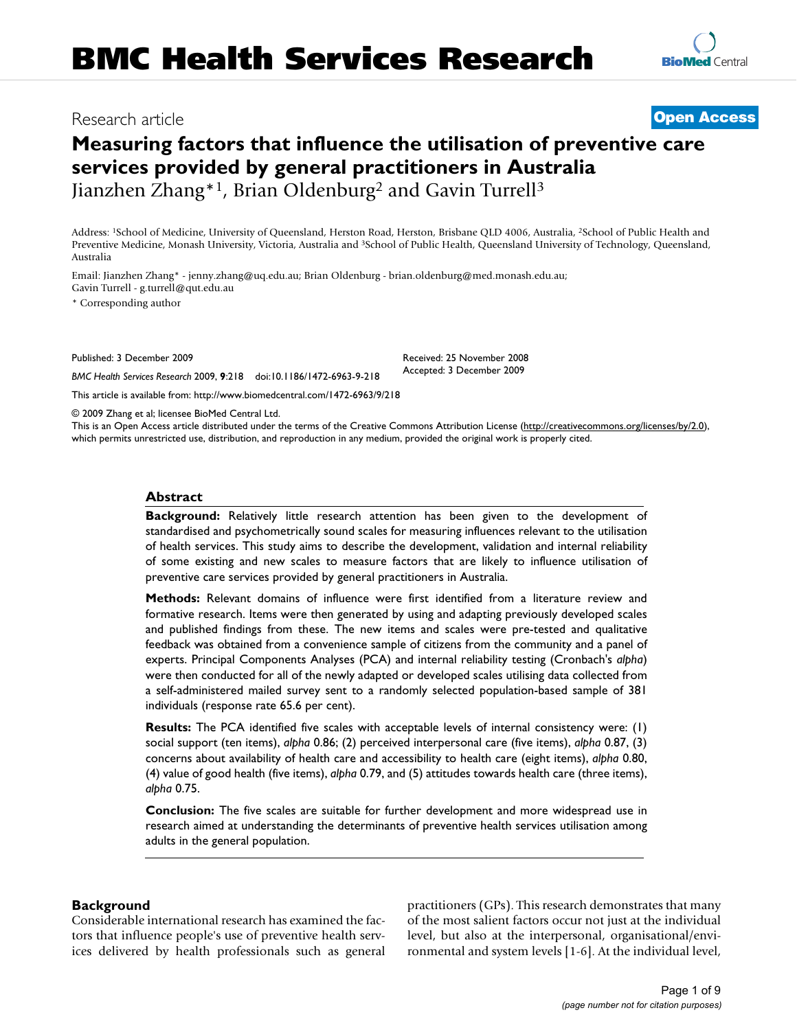# BMC Health Services Research

Research article

**Open Access**

# Measuring factors that influence the utilisation of preventive care services provided by general practitioners in Australia

Jianzhen Zhang*[1], Brian Oldenburg[2] and Gavin Turrell[3]

Address: [1]School of Medicine, University of Queensland, Herston Road, Herston, Brisbane QLD 4006, Australia, [2]School of Public Health and Preventive Medicine, Monash University, Victoria, Australia and [3]School of Public Health, Queensland University of Technology, Queensland, Australia

Email: Jianzhen Zhang* - jenny.zhang@uq.edu.au; Brian Oldenburg - brian.oldenburg@med.monash.edu.au; Gavin Turrell - g.turrell@qut.edu.au

\* Corresponding author

Published: 3 December 2009

*BMC Health Services Research* 2009, **9**:218 doi:10.1186/1472-6963-9-218

Received: 25 November 2008
Accepted: 3 December 2009

This article is available from: http://www.biomedcentral.com/1472-6963/9/218

© 2009 Zhang et al; licensee BioMed Central Ltd.
This is an Open Access article distributed under the terms of the Creative Commons Attribution License (http://creativecommons.org/licenses/by/2.0), which permits unrestricted use, distribution, and reproduction in any medium, provided the original work is properly cited.

## Abstract

**Background:** Relatively little research attention has been given to the development of standardised and psychometrically sound scales for measuring influences relevant to the utilisation of health services. This study aims to describe the development, validation and internal reliability of some existing and new scales to measure factors that are likely to influence utilisation of preventive care services provided by general practitioners in Australia.

**Methods:** Relevant domains of influence were first identified from a literature review and formative research. Items were then generated by using and adapting previously developed scales and published findings from these. The new items and scales were pre-tested and qualitative feedback was obtained from a convenience sample of citizens from the community and a panel of experts. Principal Components Analyses (PCA) and internal reliability testing (Cronbach's *alpha*) were then conducted for all of the newly adapted or developed scales utilising data collected from a self-administered mailed survey sent to a randomly selected population-based sample of 381 individuals (response rate 65.6 per cent).

**Results:** The PCA identified five scales with acceptable levels of internal consistency were: (1) social support (ten items), *alpha* 0.86; (2) perceived interpersonal care (five items), *alpha* 0.87, (3) concerns about availability of health care and accessibility to health care (eight items), *alpha* 0.80, (4) value of good health (five items), *alpha* 0.79, and (5) attitudes towards health care (three items), *alpha* 0.75.

**Conclusion:** The five scales are suitable for further development and more widespread use in research aimed at understanding the determinants of preventive health services utilisation among adults in the general population.

## Background

Considerable international research has examined the factors that influence people's use of preventive health services delivered by health professionals such as general practitioners (GPs). This research demonstrates that many of the most salient factors occur not just at the individual level, but also at the interpersonal, organisational/environmental and system levels [1-6]. At the individual level,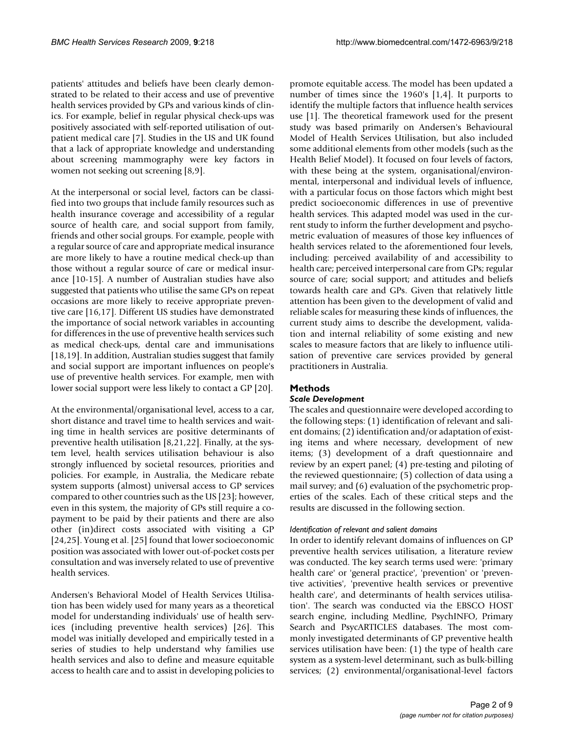patients' attitudes and beliefs have been clearly demonstrated to be related to their access and use of preventive health services provided by GPs and various kinds of clinics. For example, belief in regular physical check-ups was positively associated with self-reported utilisation of outpatient medical care [7]. Studies in the US and UK found that a lack of appropriate knowledge and understanding about screening mammography were key factors in women not seeking out screening [8,9].

At the interpersonal or social level, factors can be classified into two groups that include family resources such as health insurance coverage and accessibility of a regular source of health care, and social support from family, friends and other social groups. For example, people with a regular source of care and appropriate medical insurance are more likely to have a routine medical check-up than those without a regular source of care or medical insurance [10-15]. A number of Australian studies have also suggested that patients who utilise the same GPs on repeat occasions are more likely to receive appropriate preventive care [16,17]. Different US studies have demonstrated the importance of social network variables in accounting for differences in the use of preventive health services such as medical check-ups, dental care and immunisations [18,19]. In addition, Australian studies suggest that family and social support are important influences on people's use of preventive health services. For example, men with lower social support were less likely to contact a GP [20].

At the environmental/organisational level, access to a car, short distance and travel time to health services and waiting time in health services are positive determinants of preventive health utilisation [8,21,22]. Finally, at the system level, health services utilisation behaviour is also strongly influenced by societal resources, priorities and policies. For example, in Australia, the Medicare rebate system supports (almost) universal access to GP services compared to other countries such as the US [23]; however, even in this system, the majority of GPs still require a co-payment to be paid by their patients and there are also other (in)direct costs associated with visiting a GP [24,25]. Young et al. [25] found that lower socioeconomic position was associated with lower out-of-pocket costs per consultation and was inversely related to use of preventive health services.

Andersen's Behavioral Model of Health Services Utilisation has been widely used for many years as a theoretical model for understanding individuals' use of health services (including preventive health services) [26]. This model was initially developed and empirically tested in a series of studies to help understand why families use health services and also to define and measure equitable access to health care and to assist in developing policies to promote equitable access. The model has been updated a number of times since the 1960's [1,4]. It purports to identify the multiple factors that influence health services use [1]. The theoretical framework used for the present study was based primarily on Andersen's Behavioural Model of Health Services Utilisation, but also included some additional elements from other models (such as the Health Belief Model). It focused on four levels of factors, with these being at the system, organisational/environmental, interpersonal and individual levels of influence, with a particular focus on those factors which might best predict socioeconomic differences in use of preventive health services. This adapted model was used in the current study to inform the further development and psychometric evaluation of measures of those key influences of health services related to the aforementioned four levels, including: perceived availability of and accessibility to health care; perceived interpersonal care from GPs; regular source of care; social support; and attitudes and beliefs towards health care and GPs. Given that relatively little attention has been given to the development of valid and reliable scales for measuring these kinds of influences, the current study aims to describe the development, validation and internal reliability of some existing and new scales to measure factors that are likely to influence utilisation of preventive care services provided by general practitioners in Australia.

## Methods

### *Scale Development*

The scales and questionnaire were developed according to the following steps: (1) identification of relevant and salient domains; (2) identification and/or adaptation of existing items and where necessary, development of new items; (3) development of a draft questionnaire and review by an expert panel; (4) pre-testing and piloting of the reviewed questionnaire; (5) collection of data using a mail survey; and (6) evaluation of the psychometric properties of the scales. Each of these critical steps and the results are discussed in the following section.

#### *Identification of relevant and salient domains*

In order to identify relevant domains of influences on GP preventive health services utilisation, a literature review was conducted. The key search terms used were: 'primary health care' or 'general practice', 'prevention' or 'preventive activities', 'preventive health services or preventive health care', and determinants of health services utilisation'. The search was conducted via the EBSCO HOST search engine, including Medline, PsychINFO, Primary Search and PsycARTICLES databases. The most commonly investigated determinants of GP preventive health services utilisation have been: (1) the type of health care system as a system-level determinant, such as bulk-billing services; (2) environmental/organisational-level factors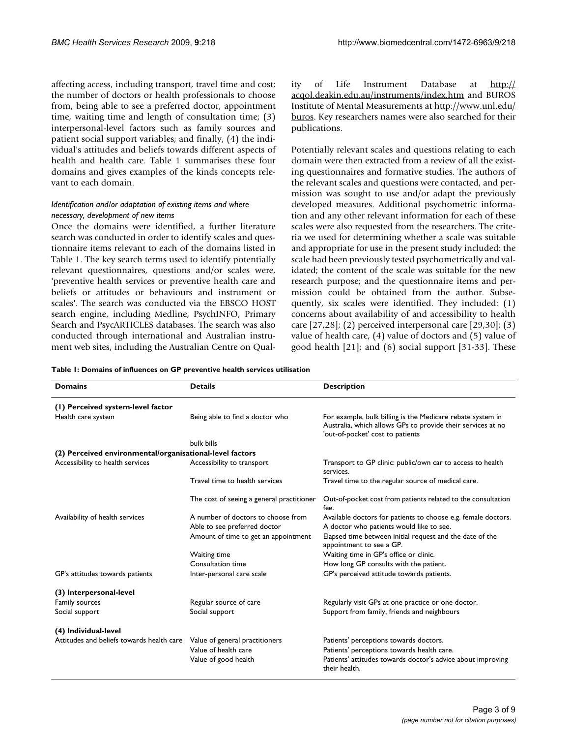affecting access, including transport, travel time and cost; the number of doctors or health professionals to choose from, being able to see a preferred doctor, appointment time, waiting time and length of consultation time; (3) interpersonal-level factors such as family sources and patient social support variables; and finally, (4) the individual's attitudes and beliefs towards different aspects of health and health care. Table 1 summarises these four domains and gives examples of the kinds concepts relevant to each domain.

### *Identification and/or adaptation of existing items and where necessary, development of new items*

Once the domains were identified, a further literature search was conducted in order to identify scales and questionnaire items relevant to each of the domains listed in Table 1. The key search terms used to identify potentially relevant questionnaires, questions and/or scales were, 'preventive health services or preventive health care and beliefs or attitudes or behaviours and instrument or scales'. The search was conducted via the EBSCO HOST search engine, including Medline, PsychINFO, Primary Search and PsycARTICLES databases. The search was also conducted through international and Australian instrument web sites, including the Australian Centre on Quality of Life Instrument Database at http://acqol.deakin.edu.au/instruments/index.htm and BUROS Institute of Mental Measurements at http://www.unl.edu/buros. Key researchers names were also searched for their publications.

Potentially relevant scales and questions relating to each domain were then extracted from a review of all the existing questionnaires and formative studies. The authors of the relevant scales and questions were contacted, and permission was sought to use and/or adapt the previously developed measures. Additional psychometric information and any other relevant information for each of these scales were also requested from the researchers. The criteria we used for determining whether a scale was suitable and appropriate for use in the present study included: the scale had been previously tested psychometrically and validated; the content of the scale was suitable for the new research purpose; and the questionnaire items and permission could be obtained from the author. Subsequently, six scales were identified. They included: (1) concerns about availability of and accessibility to health care [27,28]; (2) perceived interpersonal care [29,30]; (3) value of health care, (4) value of doctors and (5) value of good health [21]; and (6) social support [31-33]. These

**Table 1: Domains of influences on GP preventive health services utilisation**

| Domains | Details | Description |
|---|---|---|
| **(1) Perceived system-level factor** | | |
| Health care system | Being able to find a doctor who bulk bills | For example, bulk billing is the Medicare rebate system in Australia, which allows GPs to provide their services at no 'out-of-pocket' cost to patients |
| **(2) Perceived environmental/organisational-level factors** | | |
| Accessibility to health services | Accessibility to transport | Transport to GP clinic: public/own car to access to health services. |
| | Travel time to health services | Travel time to the regular source of medical care. |
| | The cost of seeing a general practitioner | Out-of-pocket cost from patients related to the consultation fee. |
| Availability of health services | A number of doctors to choose from | Available doctors for patients to choose e.g. female doctors. |
| | Able to see preferred doctor | A doctor who patients would like to see. |
| | Amount of time to get an appointment | Elapsed time between initial request and the date of the appointment to see a GP. |
| | Waiting time | Waiting time in GP's office or clinic. |
| | Consultation time | How long GP consults with the patient. |
| GP's attitudes towards patients | Inter-personal care scale | GP's perceived attitude towards patients. |
| **(3) Interpersonal-level** | | |
| Family sources | Regular source of care | Regularly visit GPs at one practice or one doctor. |
| Social support | Social support | Support from family, friends and neighbours |
| **(4) Individual-level** | | |
| Attitudes and beliefs towards health care | Value of general practitioners | Patients' perceptions towards doctors. |
| | Value of health care | Patients' perceptions towards health care. |
| | Value of good health | Patients' attitudes towards doctor's advice about improving their health. |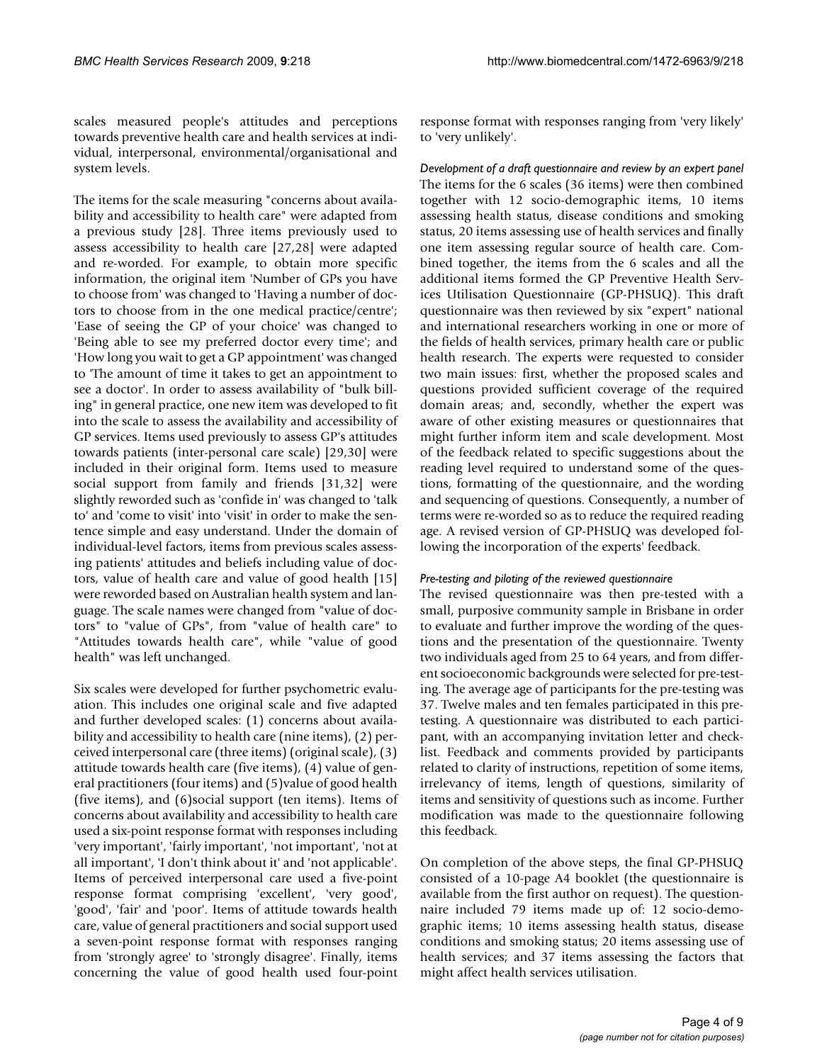scales measured people's attitudes and perceptions towards preventive health care and health services at individual, interpersonal, environmental/organisational and system levels.

The items for the scale measuring "concerns about availability and accessibility to health care" were adapted from a previous study [28]. Three items previously used to assess accessibility to health care [27,28] were adapted and re-worded. For example, to obtain more specific information, the original item 'Number of GPs you have to choose from' was changed to 'Having a number of doctors to choose from in the one medical practice/centre'; 'Ease of seeing the GP of your choice' was changed to 'Being able to see my preferred doctor every time'; and 'How long you wait to get a GP appointment' was changed to 'The amount of time it takes to get an appointment to see a doctor'. In order to assess availability of "bulk billing" in general practice, one new item was developed to fit into the scale to assess the availability and accessibility of GP services. Items used previously to assess GP's attitudes towards patients (inter-personal care scale) [29,30] were included in their original form. Items used to measure social support from family and friends [31,32] were slightly reworded such as 'confide in' was changed to 'talk to' and 'come to visit' into 'visit' in order to make the sentence simple and easy understand. Under the domain of individual-level factors, items from previous scales assessing patients' attitudes and beliefs including value of doctors, value of health care and value of good health [15] were reworded based on Australian health system and language. The scale names were changed from "value of doctors" to "value of GPs", from "value of health care" to "Attitudes towards health care", while "value of good health" was left unchanged.

Six scales were developed for further psychometric evaluation. This includes one original scale and five adapted and further developed scales: (1) concerns about availability and accessibility to health care (nine items), (2) perceived interpersonal care (three items) (original scale), (3) attitude towards health care (five items), (4) value of general practitioners (four items) and (5)value of good health (five items), and (6)social support (ten items). Items of concerns about availability and accessibility to health care used a six-point response format with responses including 'very important', 'fairly important', 'not important', 'not at all important', 'I don't think about it' and 'not applicable'. Items of perceived interpersonal care used a five-point response format comprising 'excellent', 'very good', 'good', 'fair' and 'poor'. Items of attitude towards health care, value of general practitioners and social support used a seven-point response format with responses ranging from 'strongly agree' to 'strongly disagree'. Finally, items concerning the value of good health used four-point response format with responses ranging from 'very likely' to 'very unlikely'.

#### *Development of a draft questionnaire and review by an expert panel*

The items for the 6 scales (36 items) were then combined together with 12 socio-demographic items, 10 items assessing health status, disease conditions and smoking status, 20 items assessing use of health services and finally one item assessing regular source of health care. Combined together, the items from the 6 scales and all the additional items formed the GP Preventive Health Services Utilisation Questionnaire (GP-PHSUQ). This draft questionnaire was then reviewed by six "expert" national and international researchers working in one or more of the fields of health services, primary health care or public health research. The experts were requested to consider two main issues: first, whether the proposed scales and questions provided sufficient coverage of the required domain areas; and, secondly, whether the expert was aware of other existing measures or questionnaires that might further inform item and scale development. Most of the feedback related to specific suggestions about the reading level required to understand some of the questions, formatting of the questionnaire, and the wording and sequencing of questions. Consequently, a number of terms were re-worded so as to reduce the required reading age. A revised version of GP-PHSUQ was developed following the incorporation of the experts' feedback.

#### *Pre-testing and piloting of the reviewed questionnaire*

The revised questionnaire was then pre-tested with a small, purposive community sample in Brisbane in order to evaluate and further improve the wording of the questions and the presentation of the questionnaire. Twenty two individuals aged from 25 to 64 years, and from different socioeconomic backgrounds were selected for pre-testing. The average age of participants for the pre-testing was 37. Twelve males and ten females participated in this pre-testing. A questionnaire was distributed to each participant, with an accompanying invitation letter and checklist. Feedback and comments provided by participants related to clarity of instructions, repetition of some items, irrelevancy of items, length of questions, similarity of items and sensitivity of questions such as income. Further modification was made to the questionnaire following this feedback.

On completion of the above steps, the final GP-PHSUQ consisted of a 10-page A4 booklet (the questionnaire is available from the first author on request). The questionnaire included 79 items made up of: 12 socio-demographic items; 10 items assessing health status, disease conditions and smoking status; 20 items assessing use of health services; and 37 items assessing the factors that might affect health services utilisation.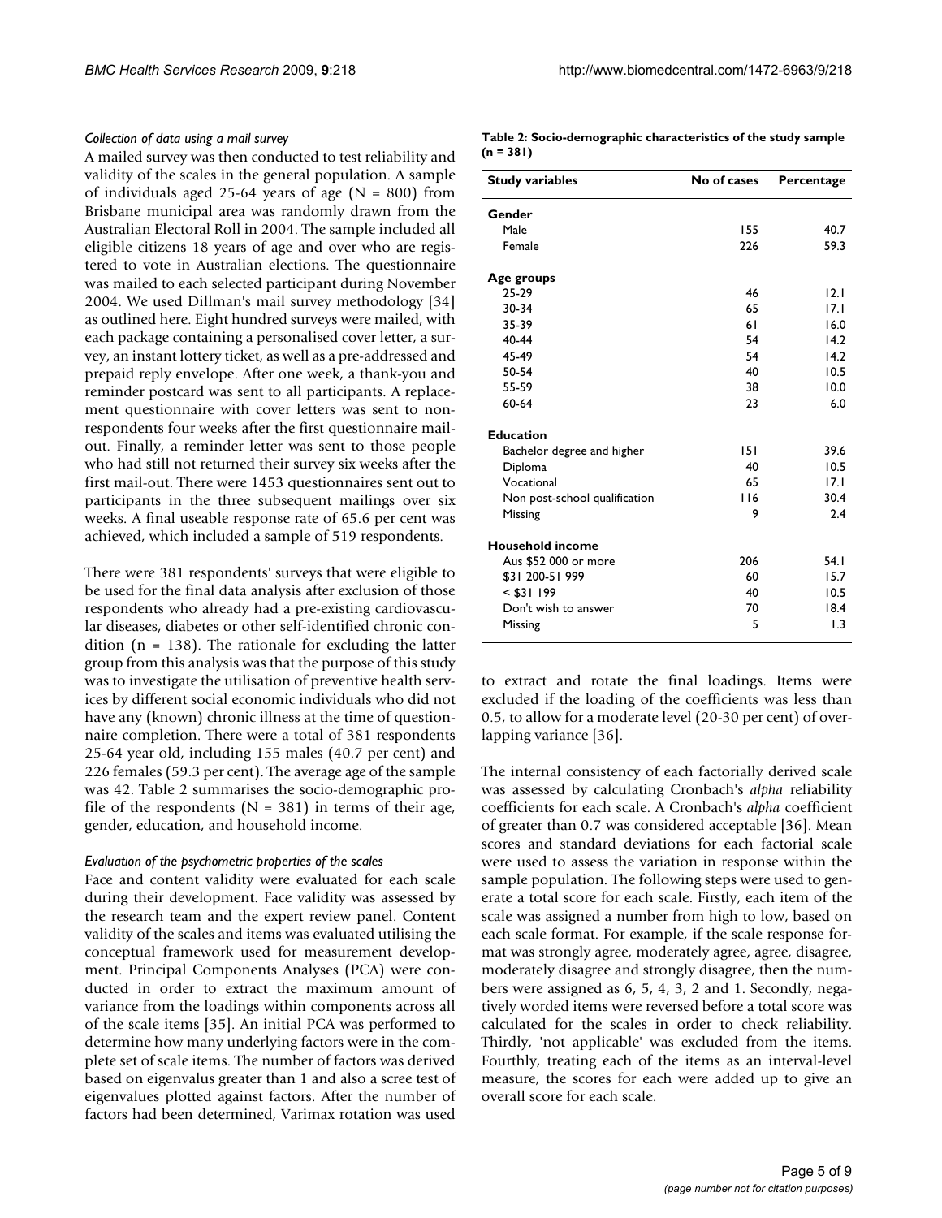### *Collection of data using a mail survey*

A mailed survey was then conducted to test reliability and validity of the scales in the general population. A sample of individuals aged 25-64 years of age (N = 800) from Brisbane municipal area was randomly drawn from the Australian Electoral Roll in 2004. The sample included all eligible citizens 18 years of age and over who are registered to vote in Australian elections. The questionnaire was mailed to each selected participant during November 2004. We used Dillman's mail survey methodology [34] as outlined here. Eight hundred surveys were mailed, with each package containing a personalised cover letter, a survey, an instant lottery ticket, as well as a pre-addressed and prepaid reply envelope. After one week, a thank-you and reminder postcard was sent to all participants. A replacement questionnaire with cover letters was sent to nonrespondents four weeks after the first questionnaire mailout. Finally, a reminder letter was sent to those people who had still not returned their survey six weeks after the first mail-out. There were 1453 questionnaires sent out to participants in the three subsequent mailings over six weeks. A final useable response rate of 65.6 per cent was achieved, which included a sample of 519 respondents.

There were 381 respondents' surveys that were eligible to be used for the final data analysis after exclusion of those respondents who already had a pre-existing cardiovascular diseases, diabetes or other self-identified chronic condition (n = 138). The rationale for excluding the latter group from this analysis was that the purpose of this study was to investigate the utilisation of preventive health services by different social economic individuals who did not have any (known) chronic illness at the time of questionnaire completion. There were a total of 381 respondents 25-64 year old, including 155 males (40.7 per cent) and 226 females (59.3 per cent). The average age of the sample was 42. Table 2 summarises the socio-demographic profile of the respondents (N = 381) in terms of their age, gender, education, and household income.

**Table 2: Socio-demographic characteristics of the study sample (n = 381)**

| Study variables | No of cases | Percentage |
|---|---|---|
| **Gender** | | |
| Male | 155 | 40.7 |
| Female | 226 | 59.3 |
| **Age groups** | | |
| 25-29 | 46 | 12.1 |
| 30-34 | 65 | 17.1 |
| 35-39 | 61 | 16.0 |
| 40-44 | 54 | 14.2 |
| 45-49 | 54 | 14.2 |
| 50-54 | 40 | 10.5 |
| 55-59 | 38 | 10.0 |
| 60-64 | 23 | 6.0 |
| **Education** | | |
| Bachelor degree and higher | 151 | 39.6 |
| Diploma | 40 | 10.5 |
| Vocational | 65 | 17.1 |
| Non post-school qualification | 116 | 30.4 |
| Missing | 9 | 2.4 |
| **Household income** | | |
| Aus $52 000 or more | 206 | 54.1 |
| $31 200-51 999 | 60 | 15.7 |
| < $31 199 | 40 | 10.5 |
| Don't wish to answer | 70 | 18.4 |
| Missing | 5 | 1.3 |

### *Evaluation of the psychometric properties of the scales*

Face and content validity were evaluated for each scale during their development. Face validity was assessed by the research team and the expert review panel. Content validity of the scales and items was evaluated utilising the conceptual framework used for measurement development. Principal Components Analyses (PCA) were conducted in order to extract the maximum amount of variance from the loadings within components across all of the scale items [35]. An initial PCA was performed to determine how many underlying factors were in the complete set of scale items. The number of factors was derived based on eigenvalus greater than 1 and also a scree test of eigenvalues plotted against factors. After the number of factors had been determined, Varimax rotation was used to extract and rotate the final loadings. Items were excluded if the loading of the coefficients was less than 0.5, to allow for a moderate level (20-30 per cent) of overlapping variance [36].

The internal consistency of each factorially derived scale was assessed by calculating Cronbach's *alpha* reliability coefficients for each scale. A Cronbach's *alpha* coefficient of greater than 0.7 was considered acceptable [36]. Mean scores and standard deviations for each factorial scale were used to assess the variation in response within the sample population. The following steps were used to generate a total score for each scale. Firstly, each item of the scale was assigned a number from high to low, based on each scale format. For example, if the scale response format was strongly agree, moderately agree, agree, disagree, moderately disagree and strongly disagree, then the numbers were assigned as 6, 5, 4, 3, 2 and 1. Secondly, negatively worded items were reversed before a total score was calculated for the scales in order to check reliability. Thirdly, 'not applicable' was excluded from the items. Fourthly, treating each of the items as an interval-level measure, the scores for each were added up to give an overall score for each scale.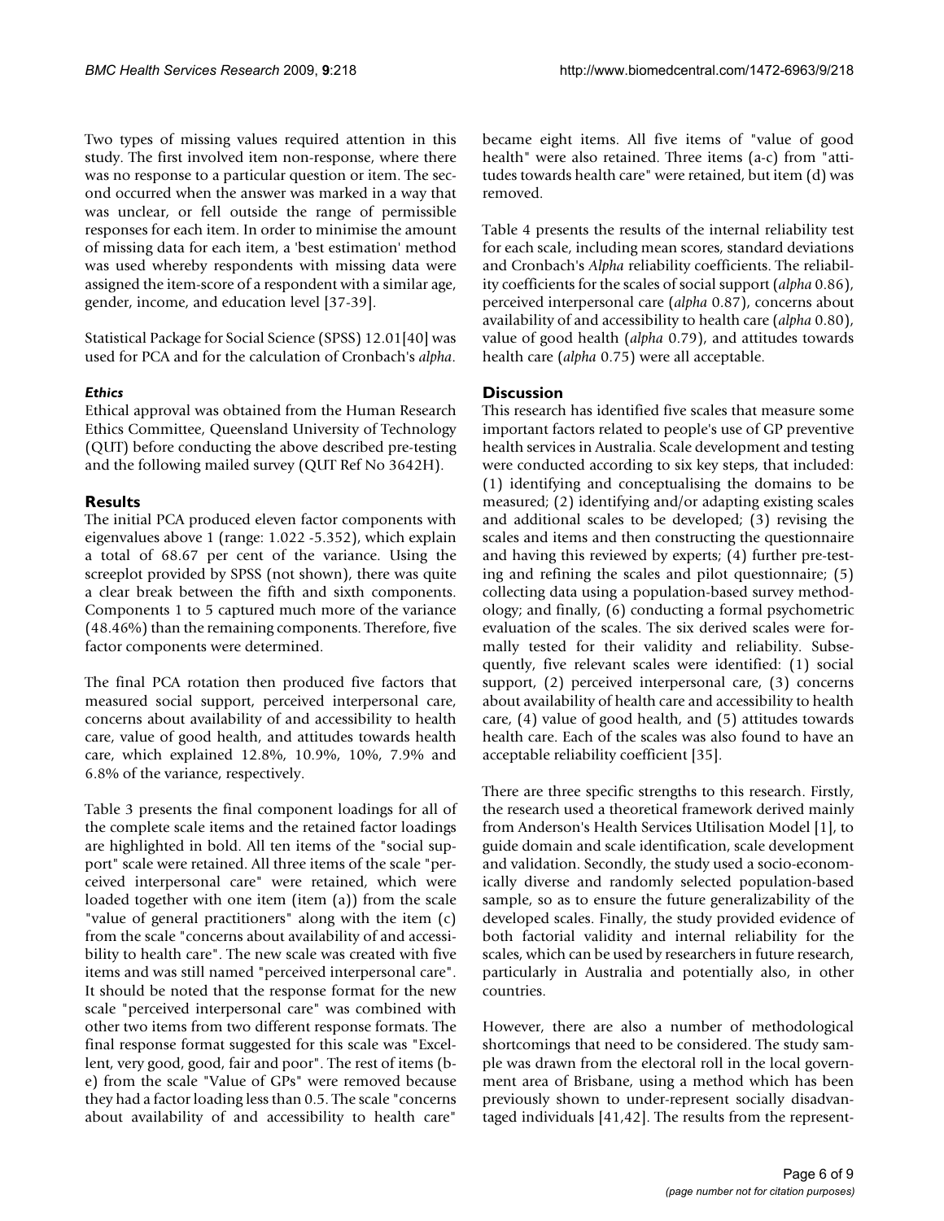Two types of missing values required attention in this study. The first involved item non-response, where there was no response to a particular question or item. The second occurred when the answer was marked in a way that was unclear, or fell outside the range of permissible responses for each item. In order to minimise the amount of missing data for each item, a 'best estimation' method was used whereby respondents with missing data were assigned the item-score of a respondent with a similar age, gender, income, and education level [37-39].

Statistical Package for Social Science (SPSS) 12.01[40] was used for PCA and for the calculation of Cronbach's *alpha*.

### *Ethics*

Ethical approval was obtained from the Human Research Ethics Committee, Queensland University of Technology (QUT) before conducting the above described pre-testing and the following mailed survey (QUT Ref No 3642H).

## Results

The initial PCA produced eleven factor components with eigenvalues above 1 (range: 1.022 -5.352), which explain a total of 68.67 per cent of the variance. Using the screeplot provided by SPSS (not shown), there was quite a clear break between the fifth and sixth components. Components 1 to 5 captured much more of the variance (48.46%) than the remaining components. Therefore, five factor components were determined.

The final PCA rotation then produced five factors that measured social support, perceived interpersonal care, concerns about availability of and accessibility to health care, value of good health, and attitudes towards health care, which explained 12.8%, 10.9%, 10%, 7.9% and 6.8% of the variance, respectively.

Table 3 presents the final component loadings for all of the complete scale items and the retained factor loadings are highlighted in bold. All ten items of the "social support" scale were retained. All three items of the scale "perceived interpersonal care" were retained, which were loaded together with one item (item (a)) from the scale "value of general practitioners" along with the item (c) from the scale "concerns about availability of and accessibility to health care". The new scale was created with five items and was still named "perceived interpersonal care". It should be noted that the response format for the new scale "perceived interpersonal care" was combined with other two items from two different response formats. The final response format suggested for this scale was "Excellent, very good, good, fair and poor". The rest of items (b-e) from the scale "Value of GPs" were removed because they had a factor loading less than 0.5. The scale "concerns about availability of and accessibility to health care" became eight items. All five items of "value of good health" were also retained. Three items (a-c) from "attitudes towards health care" were retained, but item (d) was removed.

Table 4 presents the results of the internal reliability test for each scale, including mean scores, standard deviations and Cronbach's *Alpha* reliability coefficients. The reliability coefficients for the scales of social support (*alpha* 0.86), perceived interpersonal care (*alpha* 0.87), concerns about availability of and accessibility to health care (*alpha* 0.80), value of good health (*alpha* 0.79), and attitudes towards health care (*alpha* 0.75) were all acceptable.

## Discussion

This research has identified five scales that measure some important factors related to people's use of GP preventive health services in Australia. Scale development and testing were conducted according to six key steps, that included: (1) identifying and conceptualising the domains to be measured; (2) identifying and/or adapting existing scales and additional scales to be developed; (3) revising the scales and items and then constructing the questionnaire and having this reviewed by experts; (4) further pre-testing and refining the scales and pilot questionnaire; (5) collecting data using a population-based survey methodology; and finally, (6) conducting a formal psychometric evaluation of the scales. The six derived scales were formally tested for their validity and reliability. Subsequently, five relevant scales were identified: (1) social support, (2) perceived interpersonal care, (3) concerns about availability of health care and accessibility to health care, (4) value of good health, and (5) attitudes towards health care. Each of the scales was also found to have an acceptable reliability coefficient [35].

There are three specific strengths to this research. Firstly, the research used a theoretical framework derived mainly from Anderson's Health Services Utilisation Model [1], to guide domain and scale identification, scale development and validation. Secondly, the study used a socio-economically diverse and randomly selected population-based sample, so as to ensure the future generalizability of the developed scales. Finally, the study provided evidence of both factorial validity and internal reliability for the scales, which can be used by researchers in future research, particularly in Australia and potentially also, in other countries.

However, there are also a number of methodological shortcomings that need to be considered. The study sample was drawn from the electoral roll in the local government area of Brisbane, using a method which has been previously shown to under-represent socially disadvantaged individuals [41,42]. The results from the represent-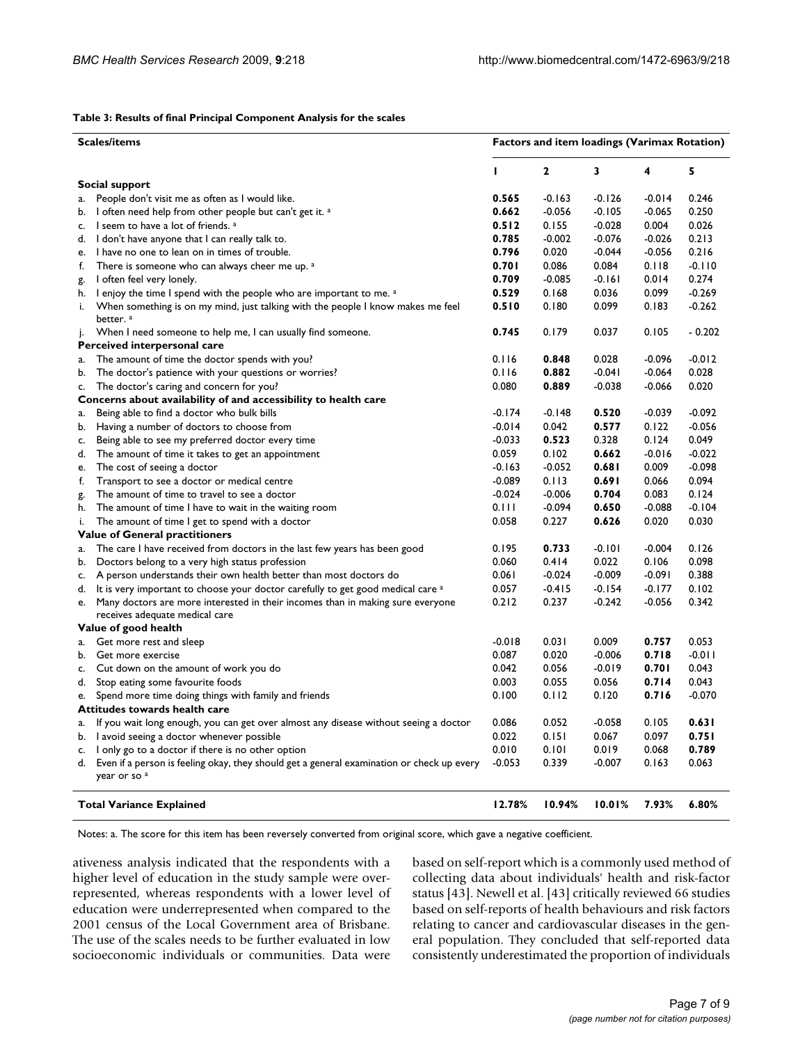**Table 3: Results of final Principal Component Analysis for the scales**

| Scales/items | Factors and item loadings (Varimax Rotation) | | | | |
|---|---|---|---|---|---|
| | 1 | 2 | 3 | 4 | 5 |
| **Social support** | | | | | |
| a. People don't visit me as often as I would like. | **0.565** | -0.163 | -0.126 | -0.014 | 0.246 |
| b. I often need help from other people but can't get it. [a] | **0.662** | -0.056 | -0.105 | -0.065 | 0.250 |
| c. I seem to have a lot of friends. [a] | **0.512** | 0.155 | -0.028 | 0.004 | 0.026 |
| d. I don't have anyone that I can really talk to. | **0.785** | -0.002 | -0.076 | -0.026 | 0.213 |
| e. I have no one to lean on in times of trouble. | **0.796** | 0.020 | -0.044 | -0.056 | 0.216 |
| f. There is someone who can always cheer me up. [a] | **0.701** | 0.086 | 0.084 | 0.118 | -0.110 |
| g. I often feel very lonely. | **0.709** | -0.085 | -0.161 | 0.014 | 0.274 |
| h. I enjoy the time I spend with the people who are important to me. [a] | **0.529** | 0.168 | 0.036 | 0.099 | -0.269 |
| i. When something is on my mind, just talking with the people I know makes me feel better. [a] | **0.510** | 0.180 | 0.099 | 0.183 | -0.262 |
| j. When I need someone to help me, I can usually find someone. | **0.745** | 0.179 | 0.037 | 0.105 | - 0.202 |
| **Perceived interpersonal care** | | | | | |
| a. The amount of time the doctor spends with you? | 0.116 | **0.848** | 0.028 | -0.096 | -0.012 |
| b. The doctor's patience with your questions or worries? | 0.116 | **0.882** | -0.041 | -0.064 | 0.028 |
| c. The doctor's caring and concern for you? | 0.080 | **0.889** | -0.038 | -0.066 | 0.020 |
| **Concerns about availability of and accessibility to health care** | | | | | |
| a. Being able to find a doctor who bulk bills | -0.174 | -0.148 | **0.520** | -0.039 | -0.092 |
| b. Having a number of doctors to choose from | -0.014 | 0.042 | **0.577** | 0.122 | -0.056 |
| c. Being able to see my preferred doctor every time | -0.033 | **0.523** | 0.328 | 0.124 | 0.049 |
| d. The amount of time it takes to get an appointment | 0.059 | 0.102 | **0.662** | -0.016 | -0.022 |
| e. The cost of seeing a doctor | -0.163 | -0.052 | **0.681** | 0.009 | -0.098 |
| f. Transport to see a doctor or medical centre | -0.089 | 0.113 | **0.691** | 0.066 | 0.094 |
| g. The amount of time to travel to see a doctor | -0.024 | -0.006 | **0.704** | 0.083 | 0.124 |
| h. The amount of time I have to wait in the waiting room | 0.111 | -0.094 | **0.650** | -0.088 | -0.104 |
| i. The amount of time I get to spend with a doctor | 0.058 | 0.227 | **0.626** | 0.020 | 0.030 |
| **Value of General practitioners** | | | | | |
| a. The care I have received from doctors in the last few years has been good | 0.195 | **0.733** | -0.101 | -0.004 | 0.126 |
| b. Doctors belong to a very high status profession | 0.060 | 0.414 | 0.022 | 0.106 | 0.098 |
| c. A person understands their own health better than most doctors do | 0.061 | -0.024 | -0.009 | -0.091 | 0.388 |
| d. It is very important to choose your doctor carefully to get good medical care [a] | 0.057 | -0.415 | -0.154 | -0.177 | 0.102 |
| e. Many doctors are more interested in their incomes than in making sure everyone receives adequate medical care | 0.212 | 0.237 | -0.242 | -0.056 | 0.342 |
| **Value of good health** | | | | | |
| a. Get more rest and sleep | -0.018 | 0.031 | 0.009 | **0.757** | 0.053 |
| b. Get more exercise | 0.087 | 0.020 | -0.006 | **0.718** | -0.011 |
| c. Cut down on the amount of work you do | 0.042 | 0.056 | -0.019 | **0.701** | 0.043 |
| d. Stop eating some favourite foods | 0.003 | 0.055 | 0.056 | **0.714** | 0.043 |
| e. Spend more time doing things with family and friends | 0.100 | 0.112 | 0.120 | **0.716** | -0.070 |
| **Attitudes towards health care** | | | | | |
| a. If you wait long enough, you can get over almost any disease without seeing a doctor | 0.086 | 0.052 | -0.058 | 0.105 | **0.631** |
| b. I avoid seeing a doctor whenever possible | 0.022 | 0.151 | 0.067 | 0.097 | **0.751** |
| c. I only go to a doctor if there is no other option | 0.010 | 0.101 | 0.019 | 0.068 | **0.789** |
| d. Even if a person is feeling okay, they should get a general examination or check up every year or so [a] | -0.053 | 0.339 | -0.007 | 0.163 | 0.063 |
| **Total Variance Explained** | **12.78%** | **10.94%** | **10.01%** | **7.93%** | **6.80%** |

Notes: a. The score for this item has been reversely converted from original score, which gave a negative coefficient.

ativeness analysis indicated that the respondents with a higher level of education in the study sample were overrepresented, whereas respondents with a lower level of education were underrepresented when compared to the 2001 census of the Local Government area of Brisbane. The use of the scales needs to be further evaluated in low socioeconomic individuals or communities. Data were based on self-report which is a commonly used method of collecting data about individuals' health and risk-factor status [43]. Newell et al. [43] critically reviewed 66 studies based on self-reports of health behaviours and risk factors relating to cancer and cardiovascular diseases in the general population. They concluded that self-reported data consistently underestimated the proportion of individuals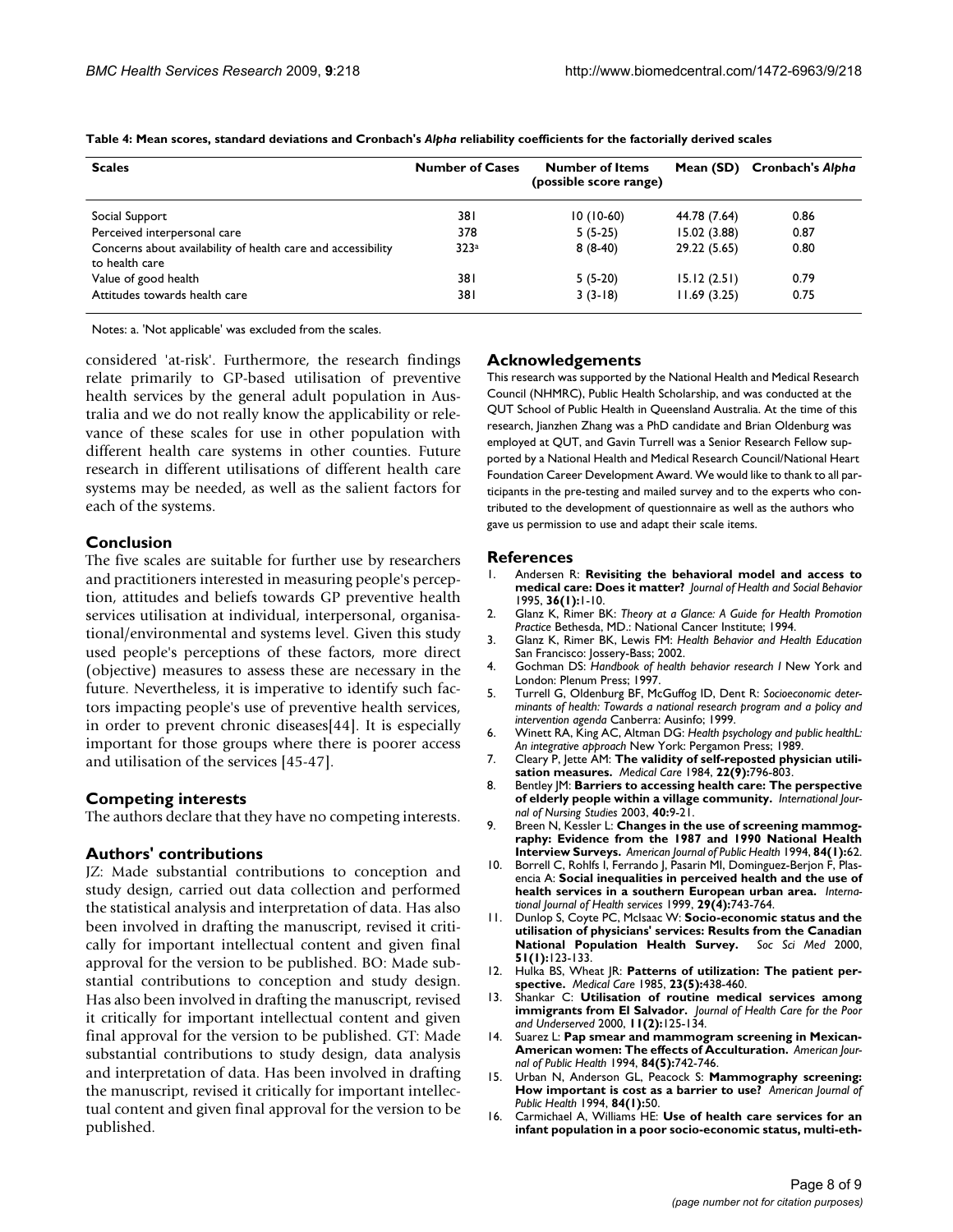**Table 4: Mean scores, standard deviations and Cronbach's *Alpha* reliability coefficients for the factorially derived scales**

| Scales | Number of Cases | Number of Items (possible score range) | Mean (SD) | Cronbach's *Alpha* |
|---|---|---|---|---|
| Social Support | 381 | 10 (10-60) | 44.78 (7.64) | 0.86 |
| Perceived interpersonal care | 378 | 5 (5-25) | 15.02 (3.88) | 0.87 |
| Concerns about availability of health care and accessibility to health care | 323[a] | 8 (8-40) | 29.22 (5.65) | 0.80 |
| Value of good health | 381 | 5 (5-20) | 15.12 (2.51) | 0.79 |
| Attitudes towards health care | 381 | 3 (3-18) | 11.69 (3.25) | 0.75 |

Notes: a. 'Not applicable' was excluded from the scales.

considered 'at-risk'. Furthermore, the research findings relate primarily to GP-based utilisation of preventive health services by the general adult population in Australia and we do not really know the applicability or relevance of these scales for use in other population with different health care systems in other counties. Future research in different utilisations of different health care systems may be needed, as well as the salient factors for each of the systems.

## Conclusion

The five scales are suitable for further use by researchers and practitioners interested in measuring people's perception, attitudes and beliefs towards GP preventive health services utilisation at individual, interpersonal, organisational/environmental and systems level. Given this study used people's perceptions of these factors, more direct (objective) measures to assess these are necessary in the future. Nevertheless, it is imperative to identify such factors impacting people's use of preventive health services, in order to prevent chronic diseases[44]. It is especially important for those groups where there is poorer access and utilisation of the services [45-47].

## Competing interests

The authors declare that they have no competing interests.

## Authors' contributions

JZ: Made substantial contributions to conception and study design, carried out data collection and performed the statistical analysis and interpretation of data. Has also been involved in drafting the manuscript, revised it critically for important intellectual content and given final approval for the version to be published. BO: Made substantial contributions to conception and study design. Has also been involved in drafting the manuscript, revised it critically for important intellectual content and given final approval for the version to be published. GT: Made substantial contributions to study design, data analysis and interpretation of data. Has been involved in drafting the manuscript, revised it critically for important intellectual content and given final approval for the version to be published.

## Acknowledgements

This research was supported by the National Health and Medical Research Council (NHMRC), Public Health Scholarship, and was conducted at the QUT School of Public Health in Queensland Australia. At the time of this research, Jianzhen Zhang was a PhD candidate and Brian Oldenburg was employed at QUT, and Gavin Turrell was a Senior Research Fellow supported by a National Health and Medical Research Council/National Heart Foundation Career Development Award. We would like to thank to all participants in the pre-testing and mailed survey and to the experts who contributed to the development of questionnaire as well as the authors who gave us permission to use and adapt their scale items.

## References

1. Andersen R: **Revisiting the behavioral model and access to medical care: Does it matter?** *Journal of Health and Social Behavior* 1995, **36(1):**1-10.
2. Glanz K, Rimer BK: *Theory at a Glance: A Guide for Health Promotion Practice* Bethesda, MD.: National Cancer Institute; 1994.
3. Glanz K, Rimer BK, Lewis FM: *Health Behavior and Health Education* San Francisco: Jossery-Bass; 2002.
4. Gochman DS: *Handbook of health behavior research I* New York and London: Plenum Press; 1997.
5. Turrell G, Oldenburg BF, McGuffog ID, Dent R: *Socioeconomic determinants of health: Towards a national research program and a policy and intervention agenda* Canberra: Ausinfo; 1999.
6. Winett RA, King AC, Altman DG: *Health psychology and public healthL: An integrative approach* New York: Pergamon Press; 1989.
7. Cleary P, Jette AM: **The validity of self-reposted physician utilisation measures.** *Medical Care* 1984, **22(9):**796-803.
8. Bentley JM: **Barriers to accessing health care: The perspective of elderly people within a village community.** *International Journal of Nursing Studies* 2003, **40:**9-21.
9. Breen N, Kessler L: **Changes in the use of screening mammography: Evidence from the 1987 and 1990 National Health Interview Surveys.** *American Journal of Public Health* 1994, **84(1):**62.
10. Borrell C, Rohlfs I, Ferrando J, Pasarin MI, Dominguez-Berjon F, Plasencia A: **Social inequalities in perceived health and the use of health services in a southern European urban area.** *International Journal of Health services* 1999, **29(4):**743-764.
11. Dunlop S, Coyte PC, McIsaac W: **Socio-economic status and the utilisation of physicians' services: Results from the Canadian National Population Health Survey.** *Soc Sci Med* 2000, **51(1):**123-133.
12. Hulka BS, Wheat JR: **Patterns of utilization: The patient perspective.** *Medical Care* 1985, **23(5):**438-460.
13. Shankar C: **Utilisation of routine medical services among immigrants from El Salvador.** *Journal of Health Care for the Poor and Underserved* 2000, **11(2):**125-134.
14. Suarez L: **Pap smear and mammogram screening in Mexican-American women: The effects of Acculturation.** *American Journal of Public Health* 1994, **84(5):**742-746.
15. Urban N, Anderson GL, Peacock S: **Mammography screening: How important is cost as a barrier to use?** *American Journal of Public Health* 1994, **84(1):**50.
16. Carmichael A, Williams HE: **Use of health care services for an infant population in a poor socio-economic status, multi-eth-**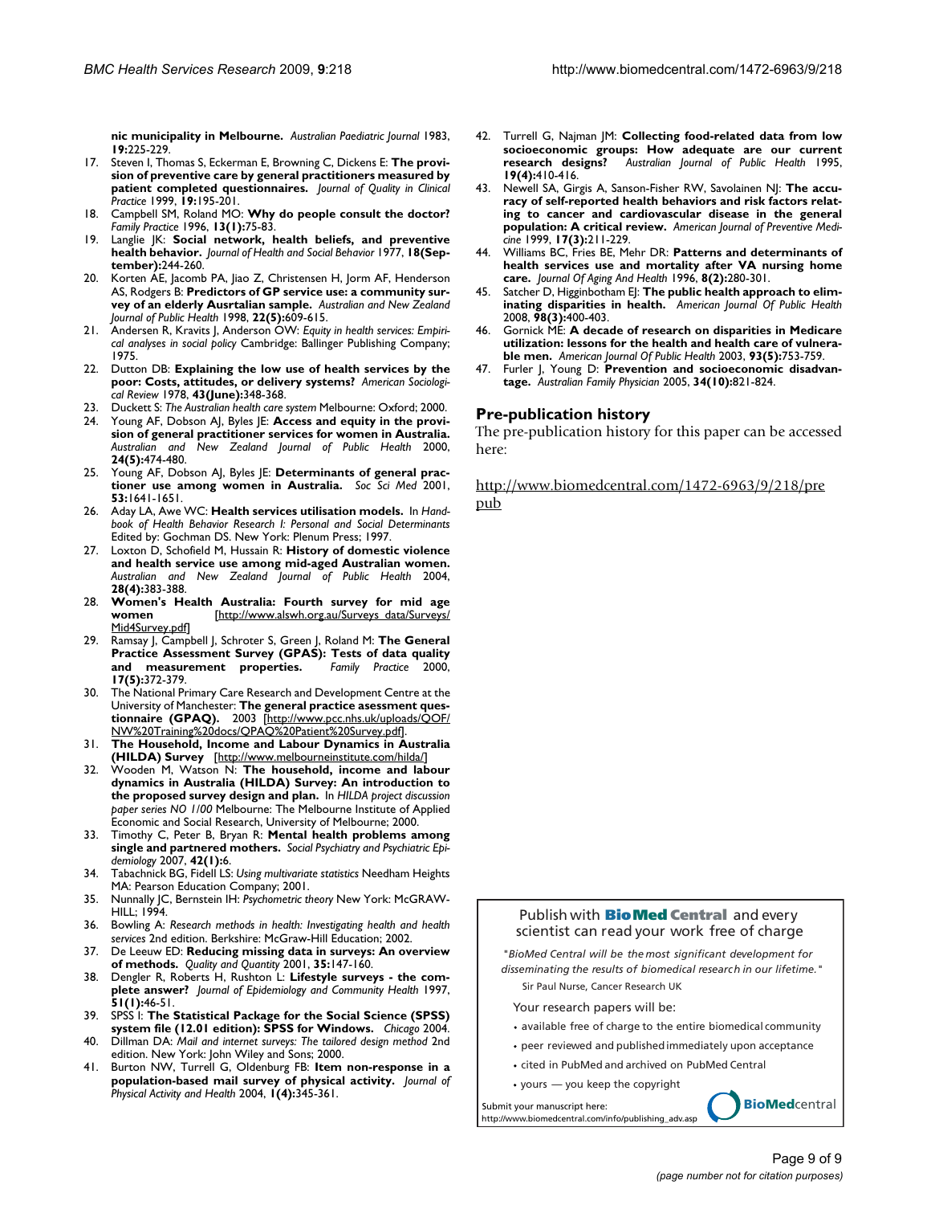nic municipality in Melbourne.** *Australian Paediatric Journal* 1983, **19:**225-229.

17. Steven I, Thomas S, Eckerman E, Browning C, Dickens E: **The provision of preventive care by general practitioners measured by patient completed questionnaires.** *Journal of Quality in Clinical Practice* 1999, **19:**195-201.
18. Campbell SM, Roland MO: **Why do people consult the doctor?** *Family Practice* 1996, **13(1):**75-83.
19. Langlie JK: **Social network, health beliefs, and preventive health behavior.** *Journal of Health and Social Behavior* 1977, **18(September):**244-260.
20. Korten AE, Jacomb PA, Jiao Z, Christensen H, Jorm AF, Henderson AS, Rodgers B: **Predictors of GP service use: a community survey of an elderly Ausrtalian sample.** *Australian and New Zealand Journal of Public Health* 1998, **22(5):**609-615.
21. Andersen R, Kravits J, Anderson OW: *Equity in health services: Empirical analyses in social policy* Cambridge: Ballinger Publishing Company; 1975.
22. Dutton DB: **Explaining the low use of health services by the poor: Costs, attitudes, or delivery systems?** *American Sociological Review* 1978, **43(June):**348-368.
23. Duckett S: *The Australian health care system* Melbourne: Oxford; 2000.
24. Young AF, Dobson AJ, Byles JE: **Access and equity in the provision of general practitioner services for women in Australia.** *Australian and New Zealand Journal of Public Health* 2000, **24(5):**474-480.
25. Young AF, Dobson AJ, Byles JE: **Determinants of general practioner use among women in Australia.** *Soc Sci Med* 2001, **53:**1641-1651.
26. Aday LA, Awe WC: **Health services utilisation models.** In *Handbook of Health Behavior Research I: Personal and Social Determinants* Edited by: Gochman DS. New York: Plenum Press; 1997.
27. Loxton D, Schofield M, Hussain R: **History of domestic violence and health service use among mid-aged Australian women.** *Australian and New Zealand Journal of Public Health* 2004, **28(4):**383-388.
28. **Women's Health Australia: Fourth survey for mid age women** [http://www.alswh.org.au/Surveys_data/Surveys/Mid4Survey.pdf]
29. Ramsay J, Campbell J, Schroter S, Green J, Roland M: **The General Practice Assessment Survey (GPAS): Tests of data quality and measurement properties.** *Family Practice* 2000, **17(5):**372-379.
30. The National Primary Care Research and Development Centre at the University of Manchester: **The general practice asessment questionnaire (GPAQ).** 2003 [http://www.pcc.nhs.uk/uploads/QOF/NW%20Training%20docs/QPAQ%20Patient%20Survey.pdf].
31. **The Household, Income and Labour Dynamics in Australia (HILDA) Survey** [http://www.melbourneinstitute.com/hilda/]
32. Wooden M, Watson N: **The household, income and labour dynamics in Australia (HILDA) Survey: An introduction to the proposed survey design and plan.** In *HILDA project discussion paper series NO 1/00* Melbourne: The Melbourne Institute of Applied Economic and Social Research, University of Melbourne; 2000.
33. Timothy C, Peter B, Bryan R: **Mental health problems among single and partnered mothers.** *Social Psychiatry and Psychiatric Epidemiology* 2007, **42(1):**6.
34. Tabachnick BG, Fidell LS: *Using multivariate statistics* Needham Heights MA: Pearson Education Company; 2001.
35. Nunnally JC, Bernstein IH: *Psychometric theory* New York: McGRAW-HILL; 1994.
36. Bowling A: *Research methods in health: Investigating health and health services* 2nd edition. Berkshire: McGraw-Hill Education; 2002.
37. De Leeuw ED: **Reducing missing data in surveys: An overview of methods.** *Quality and Quantity* 2001, **35:**147-160.
38. Dengler R, Roberts H, Rushton L: **Lifestyle surveys - the complete answer?** *Journal of Epidemiology and Community Health* 1997, **51(1):**46-51.
39. SPSS I: **The Statistical Package for the Social Science (SPSS) system file (12.01 edition): SPSS for Windows.** *Chicago* 2004.
40. Dillman DA: *Mail and internet surveys: The tailored design method* 2nd edition. New York: John Wiley and Sons; 2000.
41. Burton NW, Turrell G, Oldenburg FB: **Item non-response in a population-based mail survey of physical activity.** *Journal of Physical Activity and Health* 2004, **1(4):**345-361.
42. Turrell G, Najman JM: **Collecting food-related data from low socioeconomic groups: How adequate are our current research designs?** *Australian Journal of Public Health* 1995, **19(4):**410-416.
43. Newell SA, Girgis A, Sanson-Fisher RW, Savolainen NJ: **The accuracy of self-reported health behaviors and risk factors relating to cancer and cardiovascular disease in the general population: A critical review.** *American Journal of Preventive Medicine* 1999, **17(3):**211-229.
44. Williams BC, Fries BE, Mehr DR: **Patterns and determinants of health services use and mortality after VA nursing home care.** *Journal Of Aging And Health* 1996, **8(2):**280-301.
45. Satcher D, Higginbotham EJ: **The public health approach to eliminating disparities in health.** *American Journal Of Public Health* 2008, **98(3):**400-403.
46. Gornick ME: **A decade of research on disparities in Medicare utilization: lessons for the health and health care of vulnerable men.** *American Journal Of Public Health* 2003, **93(5):**753-759.
47. Furler J, Young D: **Prevention and socioeconomic disadvantage.** *Australian Family Physician* 2005, **34(10):**821-824.

## Pre-publication history

The pre-publication history for this paper can be accessed here:

http://www.biomedcentral.com/1472-6963/9/218/prepub

Publish with **BioMed Central** and every scientist can read your work free of charge

*"BioMed Central will be the most significant development for disseminating the results of biomedical research in our lifetime."*
Sir Paul Nurse, Cancer Research UK

Your research papers will be:

- available free of charge to the entire biomedical community
- peer reviewed and published immediately upon acceptance
- cited in PubMed and archived on PubMed Central
- yours — you keep the copyright

Submit your manuscript here:
http://www.biomedcentral.com/info/publishing_adv.asp

BioMedcentral